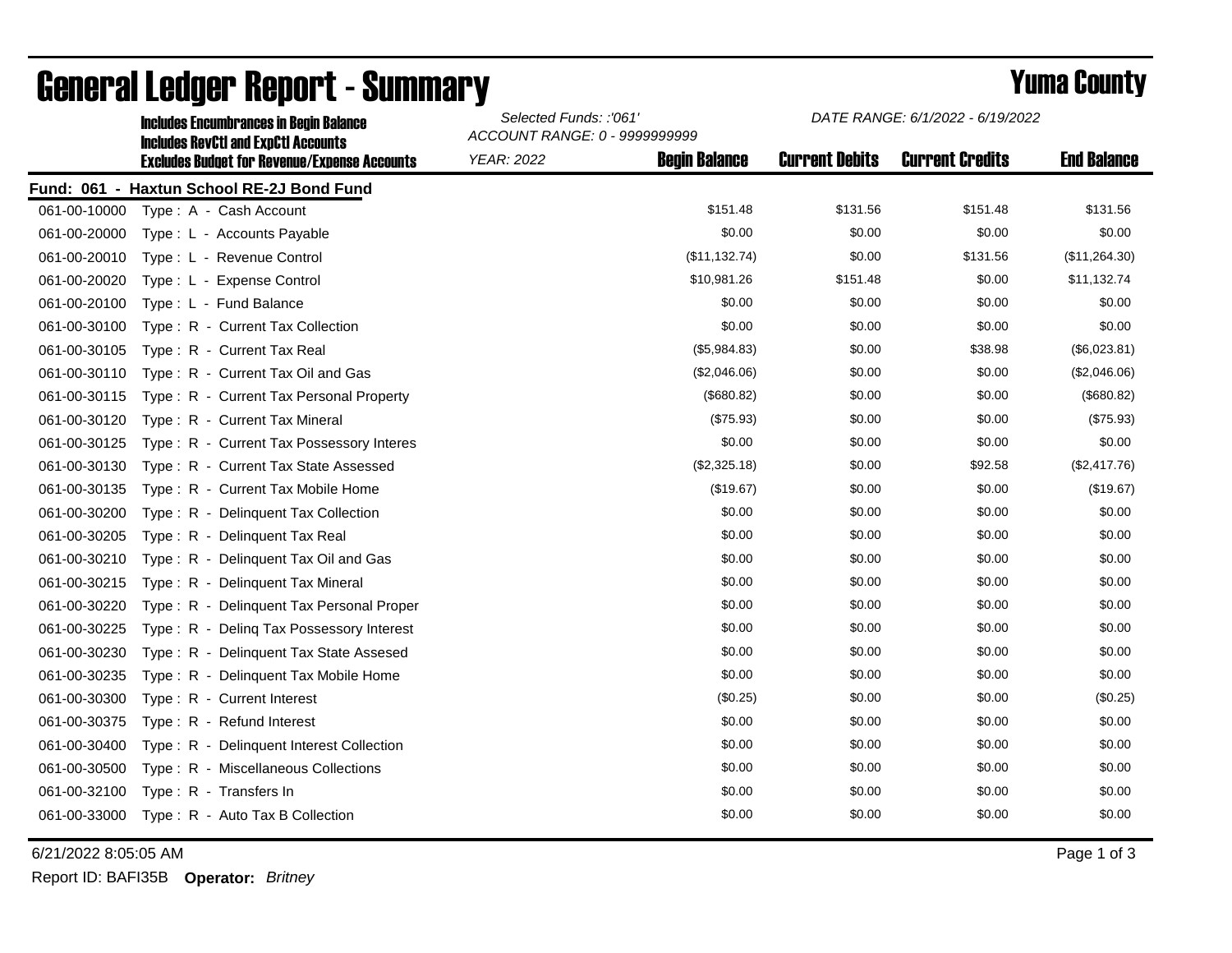# General Ledger Report - Summary

## Yuma County

**Includes Encumbrances in Begin Balance**
**Includes RevCtl and ExpCtl Accounts**
**Excludes Budget for Revenue/Expense Accounts**

*Selected Funds: :'061'*
*ACCOUNT RANGE: 0 - 9999999999*
*YEAR: 2022*

*DATE RANGE: 6/1/2022 - 6/19/2022*

**Fund: 061 - Haxtun School RE-2J Bond Fund**

| Account | Description | Begin Balance | Current Debits | Current Credits | End Balance |
|---|---|---|---|---|---|
| 061-00-10000 | Type : A - Cash Account | $151.48 | $131.56 | $151.48 | $131.56 |
| 061-00-20000 | Type : L - Accounts Payable | $0.00 | $0.00 | $0.00 | $0.00 |
| 061-00-20010 | Type : L - Revenue Control | ($11,132.74) | $0.00 | $131.56 | ($11,264.30) |
| 061-00-20020 | Type : L - Expense Control | $10,981.26 | $151.48 | $0.00 | $11,132.74 |
| 061-00-20100 | Type : L - Fund Balance | $0.00 | $0.00 | $0.00 | $0.00 |
| 061-00-30100 | Type : R - Current Tax Collection | $0.00 | $0.00 | $0.00 | $0.00 |
| 061-00-30105 | Type : R - Current Tax Real | ($5,984.83) | $0.00 | $38.98 | ($6,023.81) |
| 061-00-30110 | Type : R - Current Tax Oil and Gas | ($2,046.06) | $0.00 | $0.00 | ($2,046.06) |
| 061-00-30115 | Type : R - Current Tax Personal Property | ($680.82) | $0.00 | $0.00 | ($680.82) |
| 061-00-30120 | Type : R - Current Tax Mineral | ($75.93) | $0.00 | $0.00 | ($75.93) |
| 061-00-30125 | Type : R - Current Tax Possessory Interes | $0.00 | $0.00 | $0.00 | $0.00 |
| 061-00-30130 | Type : R - Current Tax State Assessed | ($2,325.18) | $0.00 | $92.58 | ($2,417.76) |
| 061-00-30135 | Type : R - Current Tax Mobile Home | ($19.67) | $0.00 | $0.00 | ($19.67) |
| 061-00-30200 | Type : R - Delinquent Tax Collection | $0.00 | $0.00 | $0.00 | $0.00 |
| 061-00-30205 | Type : R - Delinquent Tax Real | $0.00 | $0.00 | $0.00 | $0.00 |
| 061-00-30210 | Type : R - Delinquent Tax Oil and Gas | $0.00 | $0.00 | $0.00 | $0.00 |
| 061-00-30215 | Type : R - Delinquent Tax Mineral | $0.00 | $0.00 | $0.00 | $0.00 |
| 061-00-30220 | Type : R - Delinquent Tax Personal Proper | $0.00 | $0.00 | $0.00 | $0.00 |
| 061-00-30225 | Type : R - Delinq Tax Possessory Interest | $0.00 | $0.00 | $0.00 | $0.00 |
| 061-00-30230 | Type : R - Delinquent Tax State Assesed | $0.00 | $0.00 | $0.00 | $0.00 |
| 061-00-30235 | Type : R - Delinquent Tax Mobile Home | $0.00 | $0.00 | $0.00 | $0.00 |
| 061-00-30300 | Type : R - Current Interest | ($0.25) | $0.00 | $0.00 | ($0.25) |
| 061-00-30375 | Type : R - Refund Interest | $0.00 | $0.00 | $0.00 | $0.00 |
| 061-00-30400 | Type : R - Delinquent Interest Collection | $0.00 | $0.00 | $0.00 | $0.00 |
| 061-00-30500 | Type : R - Miscellaneous Collections | $0.00 | $0.00 | $0.00 | $0.00 |
| 061-00-32100 | Type : R - Transfers In | $0.00 | $0.00 | $0.00 | $0.00 |
| 061-00-33000 | Type : R - Auto Tax B Collection | $0.00 | $0.00 | $0.00 | $0.00 |

6/21/2022 8:05:05 AM

Report ID: BAFI35B **Operator:** *Britney*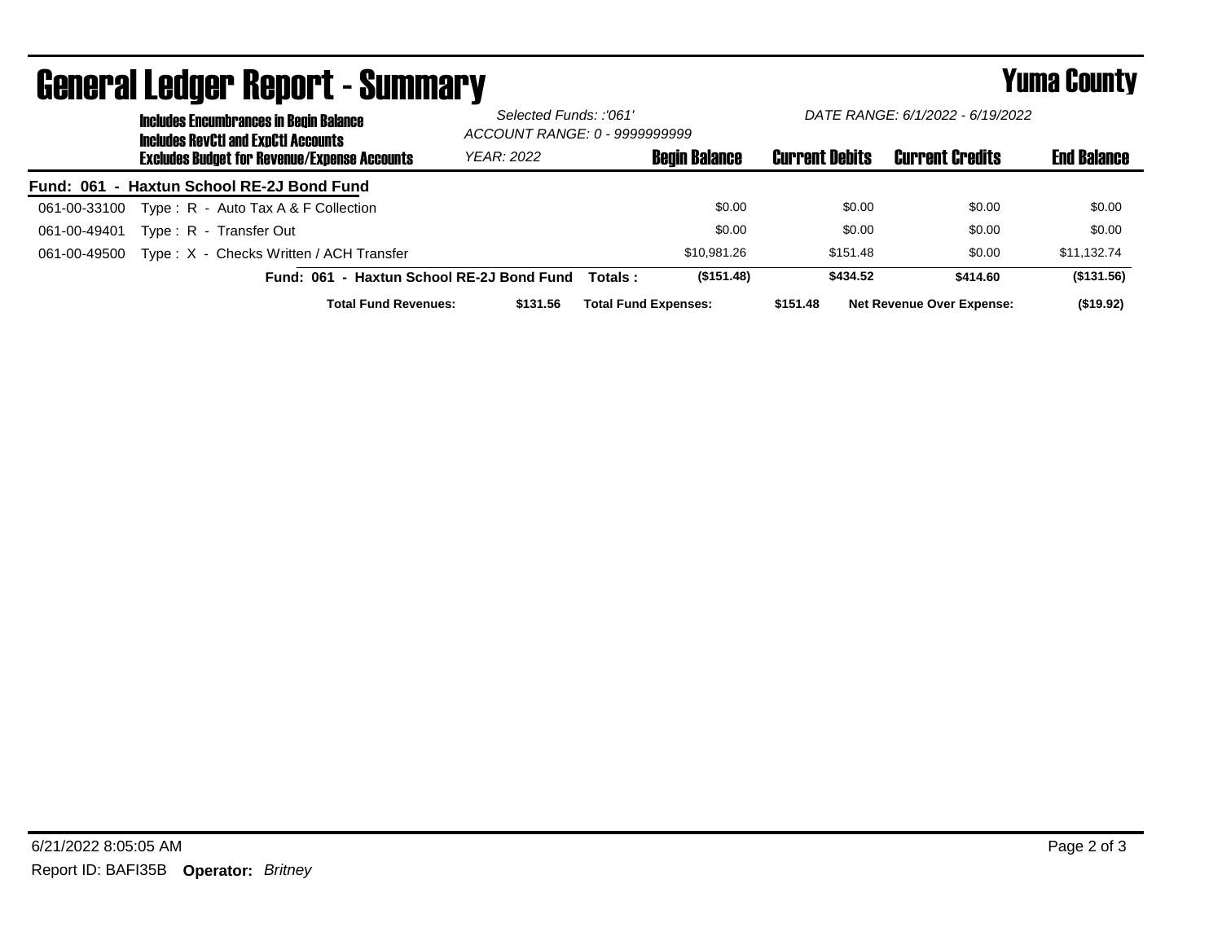# General Ledger Report - Summary

# Yuma County

**Includes Encumbrances in Begin Balance**
**Includes RevCtl and ExpCtl Accounts**
**Excludes Budget for Revenue/Expense Accounts**

*Selected Funds: :'061'*
*ACCOUNT RANGE: 0 - 9999999999*
*YEAR: 2022*

*DATE RANGE: 6/1/2022 - 6/19/2022*

| | | Begin Balance | Current Debits | Current Credits | End Balance |
|---|---|---|---|---|---|
| **Fund: 061 - Haxtun School RE-2J Bond Fund** | | | | | |
| 061-00-33100 | Type : R - Auto Tax A & F Collection | $0.00 | $0.00 | $0.00 | $0.00 |
| 061-00-49401 | Type : R - Transfer Out | $0.00 | $0.00 | $0.00 | $0.00 |
| 061-00-49500 | Type : X - Checks Written / ACH Transfer | $10,981.26 | $151.48 | $0.00 | $11,132.74 |
| | **Fund: 061 - Haxtun School RE-2J Bond Fund Totals :** | **($151.48)** | **$434.52** | **$414.60** | **($131.56)** |

**Total Fund Revenues:** **$131.56** **Total Fund Expenses:** **$151.48** **Net Revenue Over Expense:** **($19.92)**

6/21/2022 8:05:05 AM

Report ID: BAFI35B **Operator:** *Britney*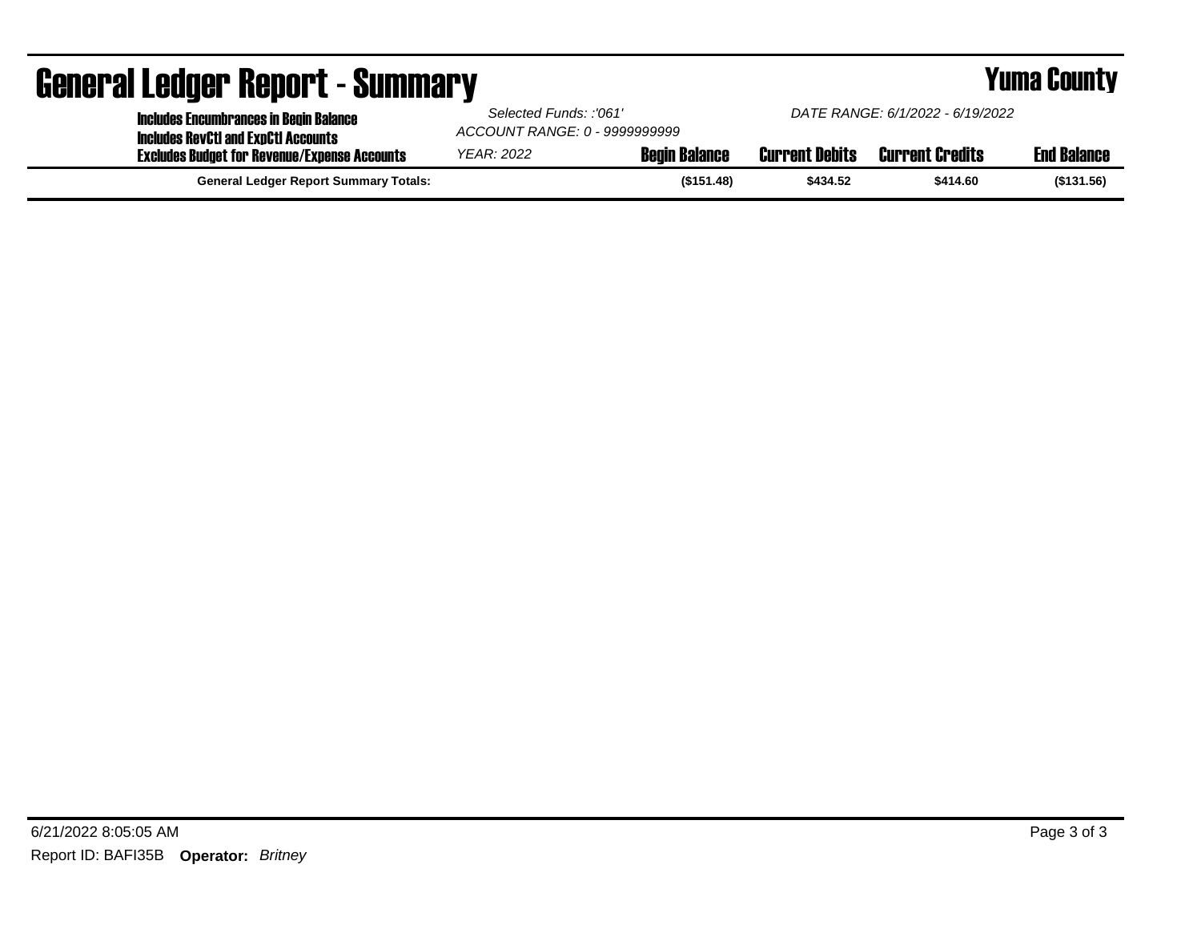# General Ledger Report - Summary

## Yuma County

**Includes Encumbrances in Begin Balance**
**Includes RevCtl and ExpCtl Accounts**
**Excludes Budget for Revenue/Expense Accounts**

*Selected Funds: :'061'*
*ACCOUNT RANGE: 0 - 9999999999*
*YEAR: 2022*

*DATE RANGE: 6/1/2022 - 6/19/2022*

| | Begin Balance | Current Debits | Current Credits | End Balance |
|---|---|---|---|---|
| **General Ledger Report Summary Totals:** | **($151.48)** | **$434.52** | **$414.60** | **($131.56)** |

6/21/2022 8:05:05 AM

Report ID: BAFI35B **Operator:** *Britney*